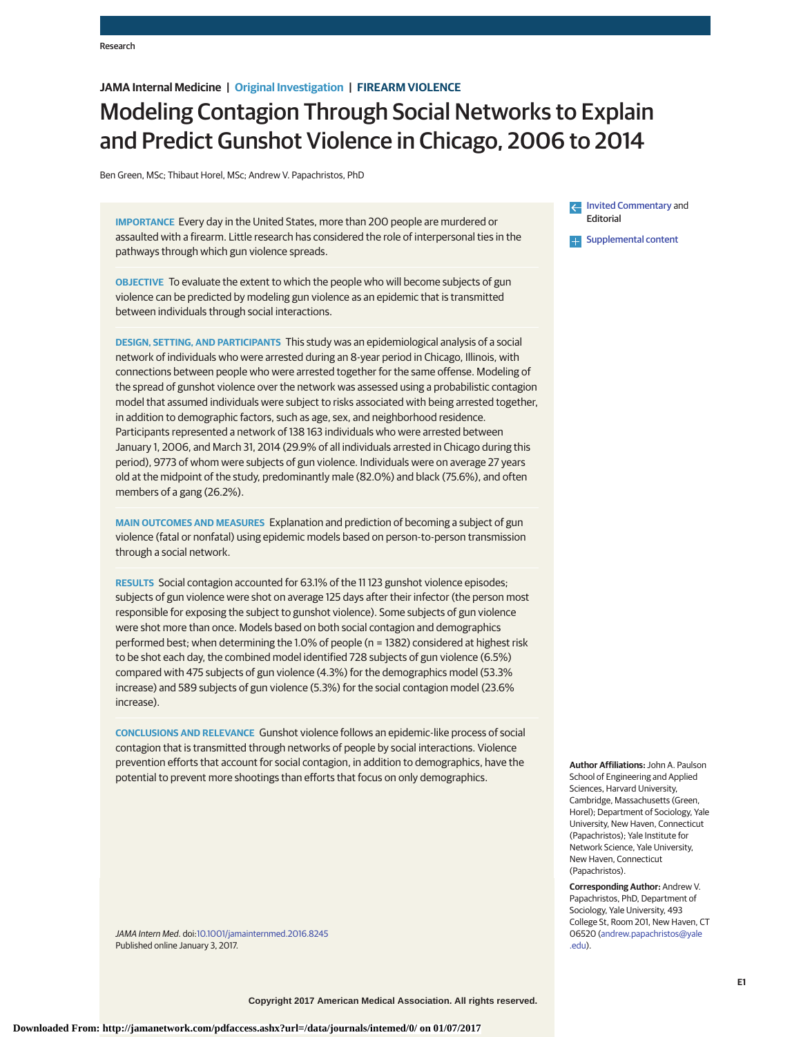JAMA Internal Medicine | Original Investigation | FIREARM VIOLENCE

# Modeling Contagion Through Social Networks to Explain and Predict Gunshot Violence in Chicago, 2006 to 2014

Ben Green, MSc; Thibaut Horel, MSc; Andrew V. Papachristos, PhD

**IMPORTANCE** Every day in the United States, more than 200 people are murdered or assaulted with a firearm. Little research has considered the role of interpersonal ties in the pathways through which gun violence spreads.

**OBJECTIVE** To evaluate the extent to which the people who will become subjects of gun violence can be predicted by modeling gun violence as an epidemic that is transmitted between individuals through social interactions.

**DESIGN, SETTING, AND PARTICIPANTS** This study was an epidemiological analysis of a social network of individuals who were arrested during an 8-year period in Chicago, Illinois, with connections between people who were arrested together for the same offense. Modeling of the spread of gunshot violence over the network was assessed using a probabilistic contagion model that assumed individuals were subject to risks associated with being arrested together, in addition to demographic factors, such as age, sex, and neighborhood residence. Participants represented a network of 138 163 individuals who were arrested between January 1, 2006, and March 31, 2014 (29.9% of all individuals arrested in Chicago during this period), 9773 of whom were subjects of gun violence. Individuals were on average 27 years old at the midpoint of the study, predominantly male (82.0%) and black (75.6%), and often members of a gang (26.2%).

**MAIN OUTCOMES AND MEASURES** Explanation and prediction of becoming a subject of gun violence (fatal or nonfatal) using epidemic models based on person-to-person transmission through a social network.

**RESULTS** Social contagion accounted for 63.1% of the 11 123 gunshot violence episodes; subjects of gun violence were shot on average 125 days after their infector (the person most responsible for exposing the subject to gunshot violence). Some subjects of gun violence were shot more than once. Models based on both social contagion and demographics performed best; when determining the 1.0% of people (n = 1382) considered at highest risk to be shot each day, the combined model identified 728 subjects of gun violence (6.5%) compared with 475 subjects of gun violence (4.3%) for the demographics model (53.3% increase) and 589 subjects of gun violence (5.3%) for the social contagion model (23.6% increase).

**CONCLUSIONS AND RELEVANCE** Gunshot violence follows an epidemic-like process of social contagion that is transmitted through networks of people by social interactions. Violence prevention efforts that account for social contagion, in addition to demographics, have the potential to prevent more shootings than efforts that focus on only demographics.

*JAMA Intern Med*. doi:10.1001/jamainternmed.2016.8245
Published online January 3, 2017.

Invited Commentary and Editorial

Supplemental content

**Author Affiliations:** John A. Paulson School of Engineering and Applied Sciences, Harvard University, Cambridge, Massachusetts (Green, Horel); Department of Sociology, Yale University, New Haven, Connecticut (Papachristos); Yale Institute for Network Science, Yale University, New Haven, Connecticut (Papachristos).

**Corresponding Author:** Andrew V. Papachristos, PhD, Department of Sociology, Yale University, 493 College St, Room 201, New Haven, CT 06520 (andrew.papachristos@yale.edu).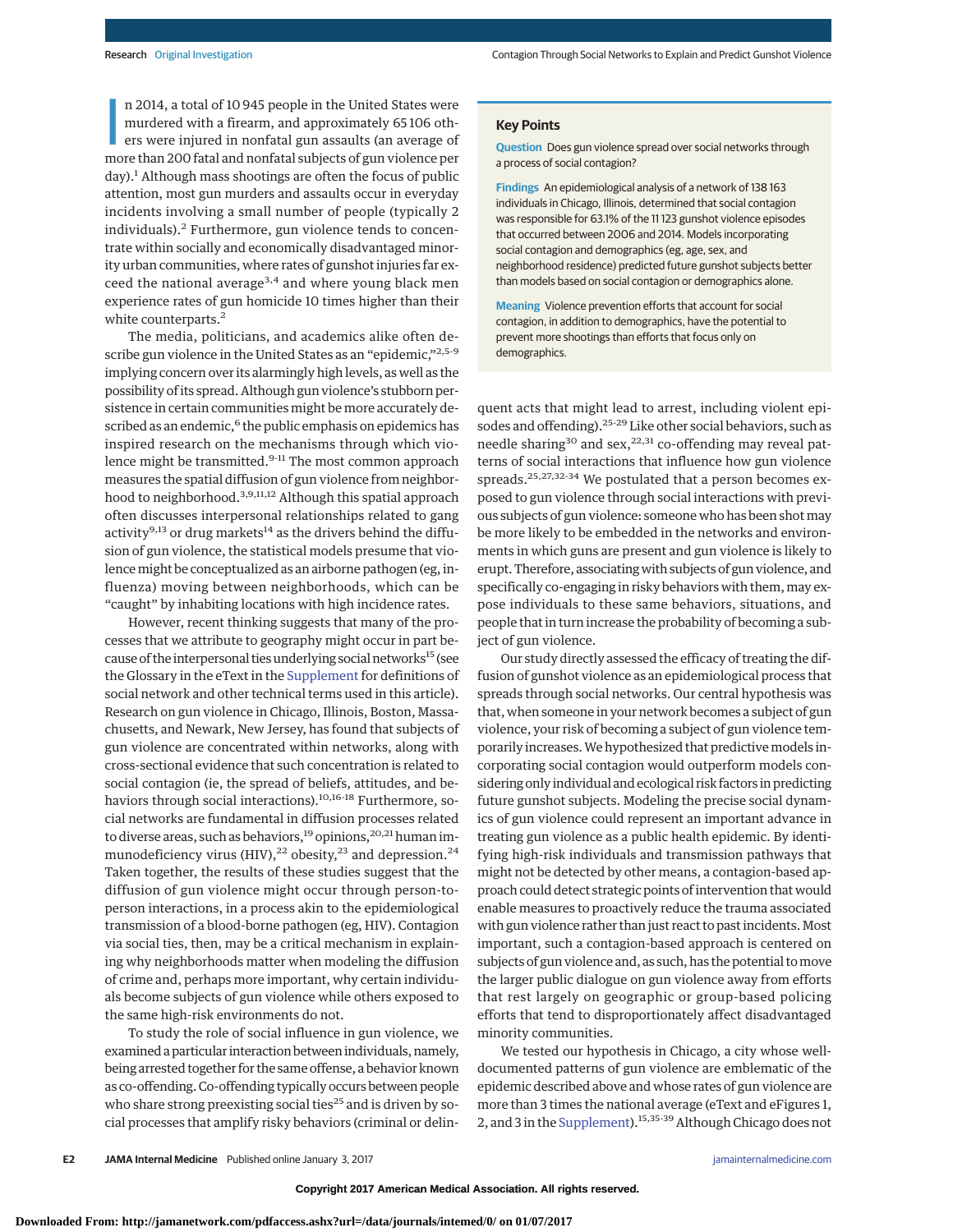In 2014, a total of 10 945 people in the United States were murdered with a firearm, and approximately 65 106 others were injured in nonfatal gun assaults (an average of more than 200 fatal and nonfatal subjects of gun violence per day).[1] Although mass shootings are often the focus of public attention, most gun murders and assaults occur in everyday incidents involving a small number of people (typically 2 individuals).[2] Furthermore, gun violence tends to concentrate within socially and economically disadvantaged minority urban communities, where rates of gunshot injuries far exceed the national average[3,4] and where young black men experience rates of gun homicide 10 times higher than their white counterparts.[2]

The media, politicians, and academics alike often describe gun violence in the United States as an "epidemic,"[2,5-9] implying concern over its alarmingly high levels, as well as the possibility of its spread. Although gun violence's stubborn persistence in certain communities might be more accurately described as an endemic,[6] the public emphasis on epidemics has inspired research on the mechanisms through which violence might be transmitted.[9-11] The most common approach measures the spatial diffusion of gun violence from neighborhood to neighborhood.[3,9,11,12] Although this spatial approach often discusses interpersonal relationships related to gang activity[9,13] or drug markets[14] as the drivers behind the diffusion of gun violence, the statistical models presume that violence might be conceptualized as an airborne pathogen (eg, influenza) moving between neighborhoods, which can be "caught" by inhabiting locations with high incidence rates.

However, recent thinking suggests that many of the processes that we attribute to geography might occur in part because of the interpersonal ties underlying social networks[15] (see the Glossary in the eText in the Supplement for definitions of social network and other technical terms used in this article). Research on gun violence in Chicago, Illinois, Boston, Massachusetts, and Newark, New Jersey, has found that subjects of gun violence are concentrated within networks, along with cross-sectional evidence that such concentration is related to social contagion (ie, the spread of beliefs, attitudes, and behaviors through social interactions).[10,16-18] Furthermore, social networks are fundamental in diffusion processes related to diverse areas, such as behaviors,[19] opinions,[20,21] human immunodeficiency virus (HIV),[22] obesity,[23] and depression.[24] Taken together, the results of these studies suggest that the diffusion of gun violence might occur through person-to-person interactions, in a process akin to the epidemiological transmission of a blood-borne pathogen (eg, HIV). Contagion via social ties, then, may be a critical mechanism in explaining why neighborhoods matter when modeling the diffusion of crime and, perhaps more important, why certain individuals become subjects of gun violence while others exposed to the same high-risk environments do not.

To study the role of social influence in gun violence, we examined a particular interaction between individuals, namely, being arrested together for the same offense, a behavior known as co-offending. Co-offending typically occurs between people who share strong preexisting social ties[25] and is driven by social processes that amplify risky behaviors (criminal or delinquent acts that might lead to arrest, including violent episodes and offending).[25-29] Like other social behaviors, such as needle sharing[30] and sex,[22,31] co-offending may reveal patterns of social interactions that influence how gun violence spreads.[25,27,32-34] We postulated that a person becomes exposed to gun violence through social interactions with previous subjects of gun violence: someone who has been shot may be more likely to be embedded in the networks and environments in which guns are present and gun violence is likely to erupt. Therefore, associating with subjects of gun violence, and specifically co-engaging in risky behaviors with them, may expose individuals to these same behaviors, situations, and people that in turn increase the probability of becoming a subject of gun violence.

Our study directly assessed the efficacy of treating the diffusion of gunshot violence as an epidemiological process that spreads through social networks. Our central hypothesis was that, when someone in your network becomes a subject of gun violence, your risk of becoming a subject of gun violence temporarily increases. We hypothesized that predictive models incorporating social contagion would outperform models considering only individual and ecological risk factors in predicting future gunshot subjects. Modeling the precise social dynamics of gun violence could represent an important advance in treating gun violence as a public health epidemic. By identifying high-risk individuals and transmission pathways that might not be detected by other means, a contagion-based approach could detect strategic points of intervention that would enable measures to proactively reduce the trauma associated with gun violence rather than just react to past incidents. Most important, such a contagion-based approach is centered on subjects of gun violence and, as such, has the potential to move the larger public dialogue on gun violence away from efforts that rest largely on geographic or group-based policing efforts that tend to disproportionately affect disadvantaged minority communities.

We tested our hypothesis in Chicago, a city whose well-documented patterns of gun violence are emblematic of the epidemic described above and whose rates of gun violence are more than 3 times the national average (eText and eFigures 1, 2, and 3 in the Supplement).[15,35-39] Although Chicago does not

## Key Points

**Question** Does gun violence spread over social networks through a process of social contagion?

**Findings** An epidemiological analysis of a network of 138 163 individuals in Chicago, Illinois, determined that social contagion was responsible for 63.1% of the 11 123 gunshot violence episodes that occurred between 2006 and 2014. Models incorporating social contagion and demographics (eg, age, sex, and neighborhood residence) predicted future gunshot subjects better than models based on social contagion or demographics alone.

**Meaning** Violence prevention efforts that account for social contagion, in addition to demographics, have the potential to prevent more shootings than efforts that focus only on demographics.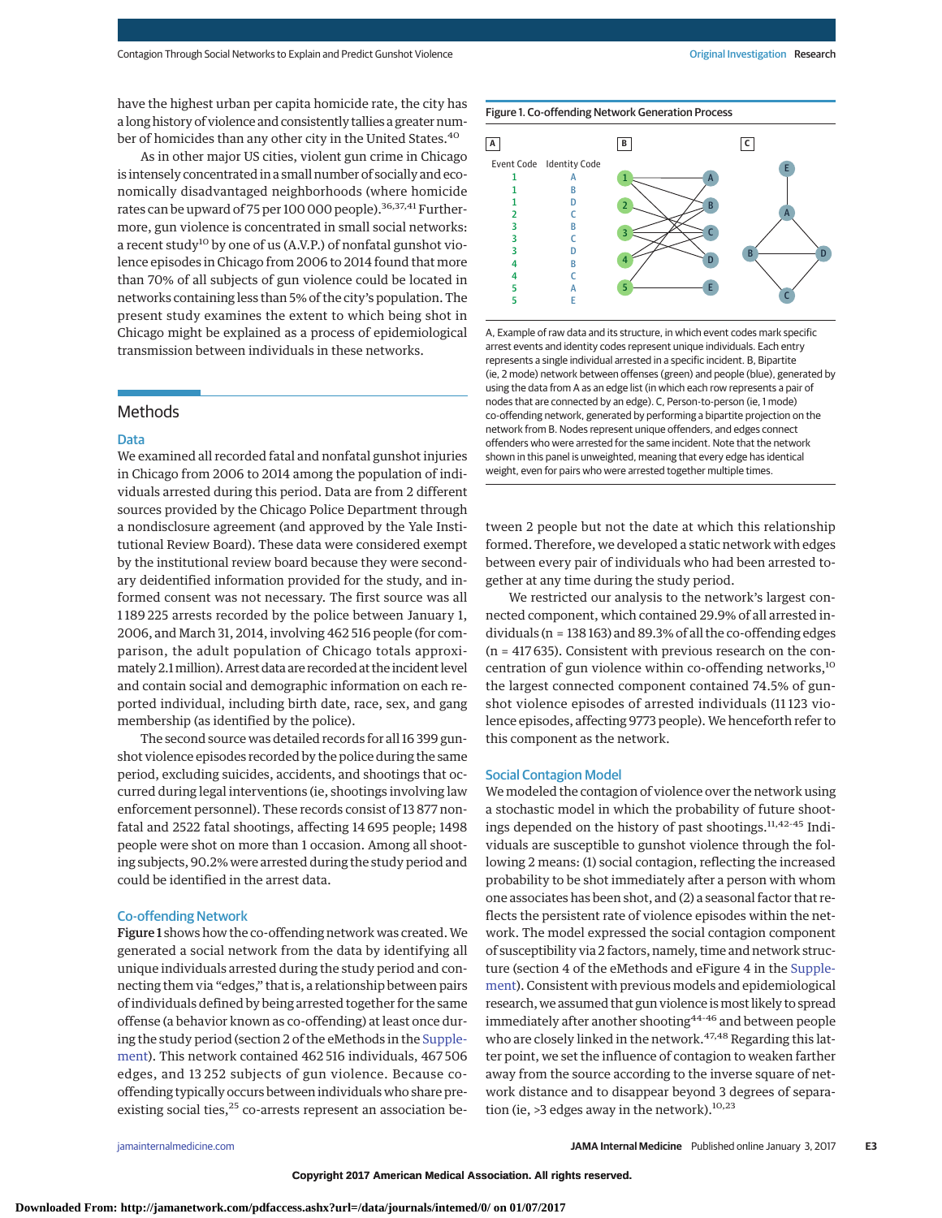have the highest urban per capita homicide rate, the city has a long history of violence and consistently tallies a greater number of homicides than any other city in the United States.[40]

As in other major US cities, violent gun crime in Chicago is intensely concentrated in a small number of socially and economically disadvantaged neighborhoods (where homicide rates can be upward of 75 per 100 000 people).[36,37,41] Furthermore, gun violence is concentrated in small social networks: a recent study[10] by one of us (A.V.P.) of nonfatal gunshot violence episodes in Chicago from 2006 to 2014 found that more than 70% of all subjects of gun violence could be located in networks containing less than 5% of the city's population. The present study examines the extent to which being shot in Chicago might be explained as a process of epidemiological transmission between individuals in these networks.

## Methods

### Data

We examined all recorded fatal and nonfatal gunshot injuries in Chicago from 2006 to 2014 among the population of individuals arrested during this period. Data are from 2 different sources provided by the Chicago Police Department through a nondisclosure agreement (and approved by the Yale Institutional Review Board). These data were considered exempt by the institutional review board because they were secondary deidentified information provided for the study, and informed consent was not necessary. The first source was all 1 189 225 arrests recorded by the police between January 1, 2006, and March 31, 2014, involving 462 516 people (for comparison, the adult population of Chicago totals approximately 2.1 million). Arrest data are recorded at the incident level and contain social and demographic information on each reported individual, including birth date, race, sex, and gang membership (as identified by the police).

The second source was detailed records for all 16 399 gunshot violence episodes recorded by the police during the same period, excluding suicides, accidents, and shootings that occurred during legal interventions (ie, shootings involving law enforcement personnel). These records consist of 13 877 nonfatal and 2522 fatal shootings, affecting 14 695 people; 1498 people were shot on more than 1 occasion. Among all shooting subjects, 90.2% were arrested during the study period and could be identified in the arrest data.

### Co-offending Network

Figure 1 shows how the co-offending network was created. We generated a social network from the data by identifying all unique individuals arrested during the study period and connecting them via "edges," that is, a relationship between pairs of individuals defined by being arrested together for the same offense (a behavior known as co-offending) at least once during the study period (section 2 of the eMethods in the Supplement). This network contained 462 516 individuals, 467 506 edges, and 13 252 subjects of gun violence. Because co-offending typically occurs between individuals who share preexisting social ties,[25] co-arrests represent an association between 2 people but not the date at which this relationship formed. Therefore, we developed a static network with edges between every pair of individuals who had been arrested together at any time during the study period.

We restricted our analysis to the network's largest connected component, which contained 29.9% of all arrested individuals (n = 138 163) and 89.3% of all the co-offending edges (n = 417 635). Consistent with previous research on the concentration of gun violence within co-offending networks,[10] the largest connected component contained 74.5% of gunshot violence episodes of arrested individuals (11 123 violence episodes, affecting 9773 people). We henceforth refer to this component as the network.

**Figure 1. Co-offending Network Generation Process**

A

| Event Code | Identity Code |
|---|---|
| 1 | A |
| 1 | B |
| 1 | D |
| 2 | C |
| 3 | B |
| 3 | C |
| 3 | D |
| 4 | B |
| 4 | C |
| 5 | A |
| 5 | E |

A, Example of raw data and its structure, in which event codes mark specific arrest events and identity codes represent unique individuals. Each entry represents a single individual arrested in a specific incident. B, Bipartite (ie, 2 mode) network between offenses (green) and people (blue), generated by using the data from A as an edge list (in which each row represents a pair of nodes that are connected by an edge). C, Person-to-person (ie, 1 mode) co-offending network, generated by performing a bipartite projection on the network from B. Nodes represent unique offenders, and edges connect offenders who were arrested for the same incident. Note that the network shown in this panel is unweighted, meaning that every edge has identical weight, even for pairs who were arrested together multiple times.

### Social Contagion Model

We modeled the contagion of violence over the network using a stochastic model in which the probability of future shootings depended on the history of past shootings.[11,42-45] Individuals are susceptible to gunshot violence through the following 2 means: (1) social contagion, reflecting the increased probability to be shot immediately after a person with whom one associates has been shot, and (2) a seasonal factor that reflects the persistent rate of violence episodes within the network. The model expressed the social contagion component of susceptibility via 2 factors, namely, time and network structure (section 4 of the eMethods and eFigure 4 in the Supplement). Consistent with previous models and epidemiological research, we assumed that gun violence is most likely to spread immediately after another shooting[44-46] and between people who are closely linked in the network.[47,48] Regarding this latter point, we set the influence of contagion to weaken farther away from the source according to the inverse square of network distance and to disappear beyond 3 degrees of separation (ie, >3 edges away in the network).[10,23]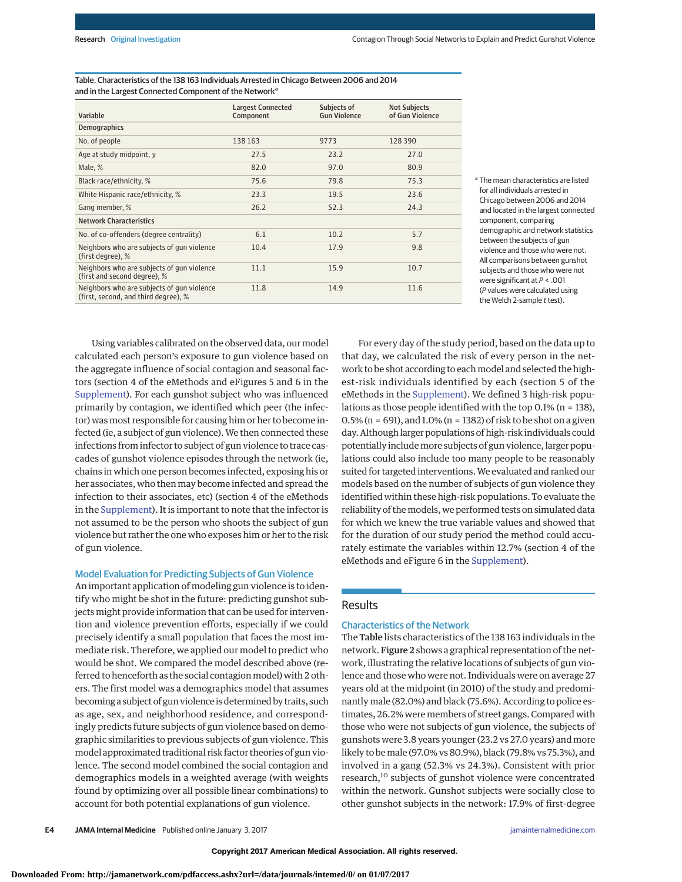Table. Characteristics of the 138 163 Individuals Arrested in Chicago Between 2006 and 2014 and in the Largest Connected Component of the Network[a]

| Variable | Largest Connected Component | Subjects of Gun Violence | Not Subjects of Gun Violence |
|---|---|---|---|
| **Demographics** | | | |
| No. of people | 138 163 | 9773 | 128 390 |
| Age at study midpoint, y | 27.5 | 23.2 | 27.0 |
| Male, % | 82.0 | 97.0 | 80.9 |
| Black race/ethnicity, % | 75.6 | 79.8 | 75.3 |
| White Hispanic race/ethnicity, % | 23.3 | 19.5 | 23.6 |
| Gang member, % | 26.2 | 52.3 | 24.3 |
| **Network Characteristics** | | | |
| No. of co-offenders (degree centrality) | 6.1 | 10.2 | 5.7 |
| Neighbors who are subjects of gun violence (first degree), % | 10.4 | 17.9 | 9.8 |
| Neighbors who are subjects of gun violence (first and second degree), % | 11.1 | 15.9 | 10.7 |
| Neighbors who are subjects of gun violence (first, second, and third degree), % | 11.8 | 14.9 | 11.6 |

[a] The mean characteristics are listed for all individuals arrested in Chicago between 2006 and 2014 and located in the largest connected component, comparing demographic and network statistics between the subjects of gun violence and those who were not. All comparisons between gunshot subjects and those who were not were significant at $P < .001$ ($P$ values were calculated using the Welch 2-sample $t$ test).

Using variables calibrated on the observed data, our model calculated each person's exposure to gun violence based on the aggregate influence of social contagion and seasonal factors (section 4 of the eMethods and eFigures 5 and 6 in the Supplement). For each gunshot subject who was influenced primarily by contagion, we identified which peer (the infector) was most responsible for causing him or her to become infected (ie, a subject of gun violence). We then connected these infections from infector to subject of gun violence to trace cascades of gunshot violence episodes through the network (ie, chains in which one person becomes infected, exposing his or her associates, who then may become infected and spread the infection to their associates, etc) (section 4 of the eMethods in the Supplement). It is important to note that the infector is not assumed to be the person who shoots the subject of gun violence but rather the one who exposes him or her to the risk of gun violence.

### Model Evaluation for Predicting Subjects of Gun Violence

An important application of modeling gun violence is to identify who might be shot in the future: predicting gunshot subjects might provide information that can be used for intervention and violence prevention efforts, especially if we could precisely identify a small population that faces the most immediate risk. Therefore, we applied our model to predict who would be shot. We compared the model described above (referred to henceforth as the social contagion model) with 2 others. The first model was a demographics model that assumes becoming a subject of gun violence is determined by traits, such as age, sex, and neighborhood residence, and correspondingly predicts future subjects of gun violence based on demographic similarities to previous subjects of gun violence. This model approximated traditional risk factor theories of gun violence. The second model combined the social contagion and demographics models in a weighted average (with weights found by optimizing over all possible linear combinations) to account for both potential explanations of gun violence.

For every day of the study period, based on the data up to that day, we calculated the risk of every person in the network to be shot according to each model and selected the highest-risk individuals identified by each (section 5 of the eMethods in the Supplement). We defined 3 high-risk populations as those people identified with the top 0.1% (n = 138), 0.5% (n = 691), and 1.0% (n = 1382) of risk to be shot on a given day. Although larger populations of high-risk individuals could potentially include more subjects of gun violence, larger populations could also include too many people to be reasonably suited for targeted interventions. We evaluated and ranked our models based on the number of subjects of gun violence they identified within these high-risk populations. To evaluate the reliability of the models, we performed tests on simulated data for which we knew the true variable values and showed that for the duration of our study period the method could accurately estimate the variables within 12.7% (section 4 of the eMethods and eFigure 6 in the Supplement).

## Results

### Characteristics of the Network

The **Table** lists characteristics of the 138 163 individuals in the network. **Figure 2** shows a graphical representation of the network, illustrating the relative locations of subjects of gun violence and those who were not. Individuals were on average 27 years old at the midpoint (in 2010) of the study and predominantly male (82.0%) and black (75.6%). According to police estimates, 26.2% were members of street gangs. Compared with those who were not subjects of gun violence, the subjects of gunshots were 3.8 years younger (23.2 vs 27.0 years) and more likely to be male (97.0% vs 80.9%), black (79.8% vs 75.3%), and involved in a gang (52.3% vs 24.3%). Consistent with prior research,[10] subjects of gunshot violence were concentrated within the network. Gunshot subjects were socially close to other gunshot subjects in the network: 17.9% of first-degree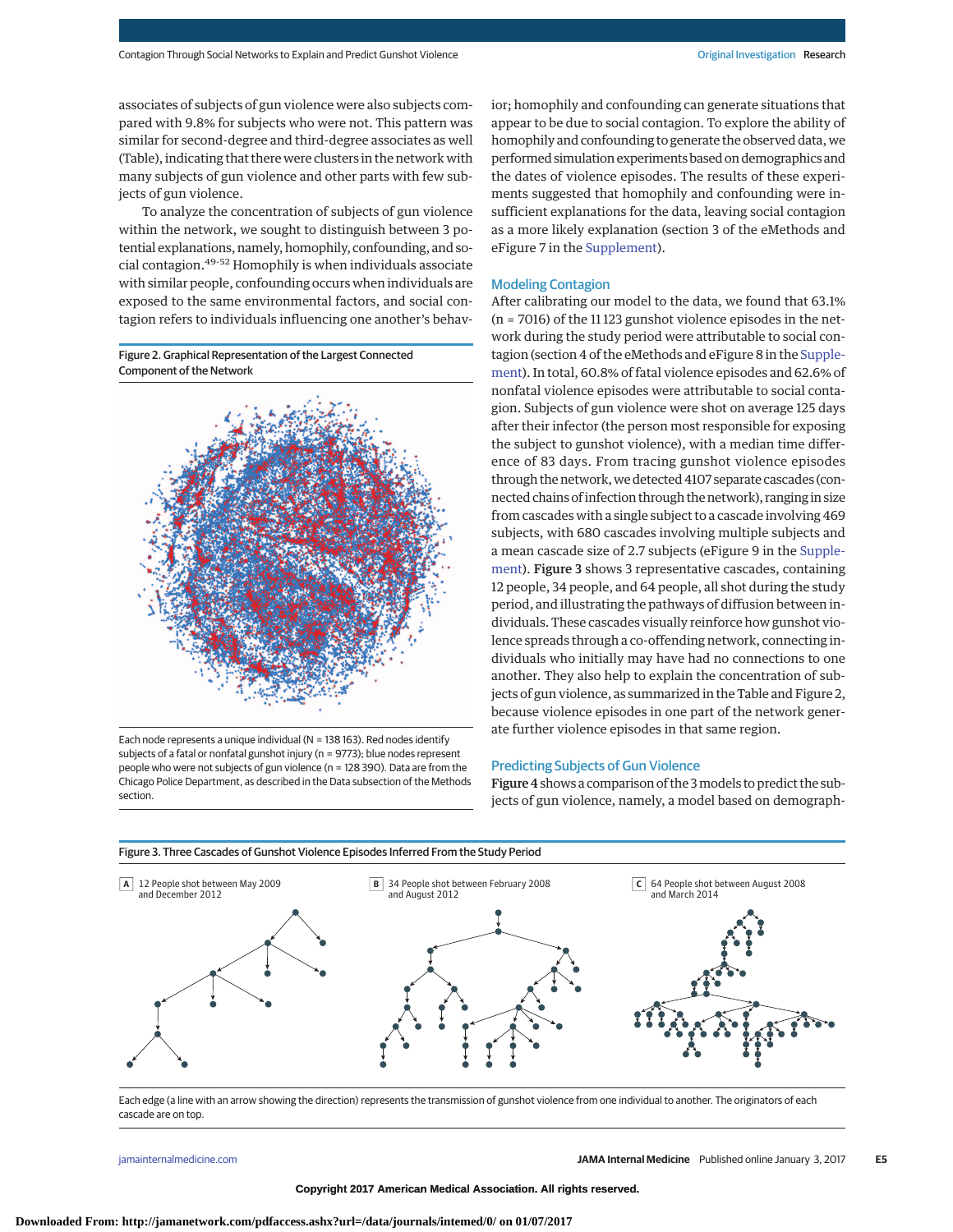associates of subjects of gun violence were also subjects compared with 9.8% for subjects who were not. This pattern was similar for second-degree and third-degree associates as well (Table), indicating that there were clusters in the network with many subjects of gun violence and other parts with few subjects of gun violence.

To analyze the concentration of subjects of gun violence within the network, we sought to distinguish between 3 potential explanations, namely, homophily, confounding, and social contagion.[49-52] Homophily is when individuals associate with similar people, confounding occurs when individuals are exposed to the same environmental factors, and social contagion refers to individuals influencing one another's behavior; homophily and confounding can generate situations that appear to be due to social contagion. To explore the ability of homophily and confounding to generate the observed data, we performed simulation experiments based on demographics and the dates of violence episodes. The results of these experiments suggested that homophily and confounding were insufficient explanations for the data, leaving social contagion as a more likely explanation (section 3 of the eMethods and eFigure 7 in the Supplement).

Figure 2. Graphical Representation of the Largest Connected Component of the Network

Each node represents a unique individual (N = 138 163). Red nodes identify subjects of a fatal or nonfatal gunshot injury (n = 9773); blue nodes represent people who were not subjects of gun violence (n = 128 390). Data are from the Chicago Police Department, as described in the Data subsection of the Methods section.

## Modeling Contagion

After calibrating our model to the data, we found that 63.1% (n = 7016) of the 11 123 gunshot violence episodes in the network during the study period were attributable to social contagion (section 4 of the eMethods and eFigure 8 in the Supplement). In total, 60.8% of fatal violence episodes and 62.6% of nonfatal violence episodes were attributable to social contagion. Subjects of gun violence were shot on average 125 days after their infector (the person most responsible for exposing the subject to gunshot violence), with a median time difference of 83 days. From tracing gunshot violence episodes through the network, we detected 4107 separate cascades (connected chains of infection through the network), ranging in size from cascades with a single subject to a cascade involving 469 subjects, with 680 cascades involving multiple subjects and a mean cascade size of 2.7 subjects (eFigure 9 in the Supplement). **Figure 3** shows 3 representative cascades, containing 12 people, 34 people, and 64 people, all shot during the study period, and illustrating the pathways of diffusion between individuals. These cascades visually reinforce how gunshot violence spreads through a co-offending network, connecting individuals who initially may have had no connections to one another. They also help to explain the concentration of subjects of gun violence, as summarized in the Table and Figure 2, because violence episodes in one part of the network generate further violence episodes in that same region.

## Predicting Subjects of Gun Violence

**Figure 4** shows a comparison of the 3 models to predict the subjects of gun violence, namely, a model based on demograph-

Figure 3. Three Cascades of Gunshot Violence Episodes Inferred From the Study Period

A 12 People shot between May 2009 and December 2012

B 34 People shot between February 2008 and August 2012

C 64 People shot between August 2008 and March 2014

Each edge (a line with an arrow showing the direction) represents the transmission of gunshot violence from one individual to another. The originators of each cascade are on top.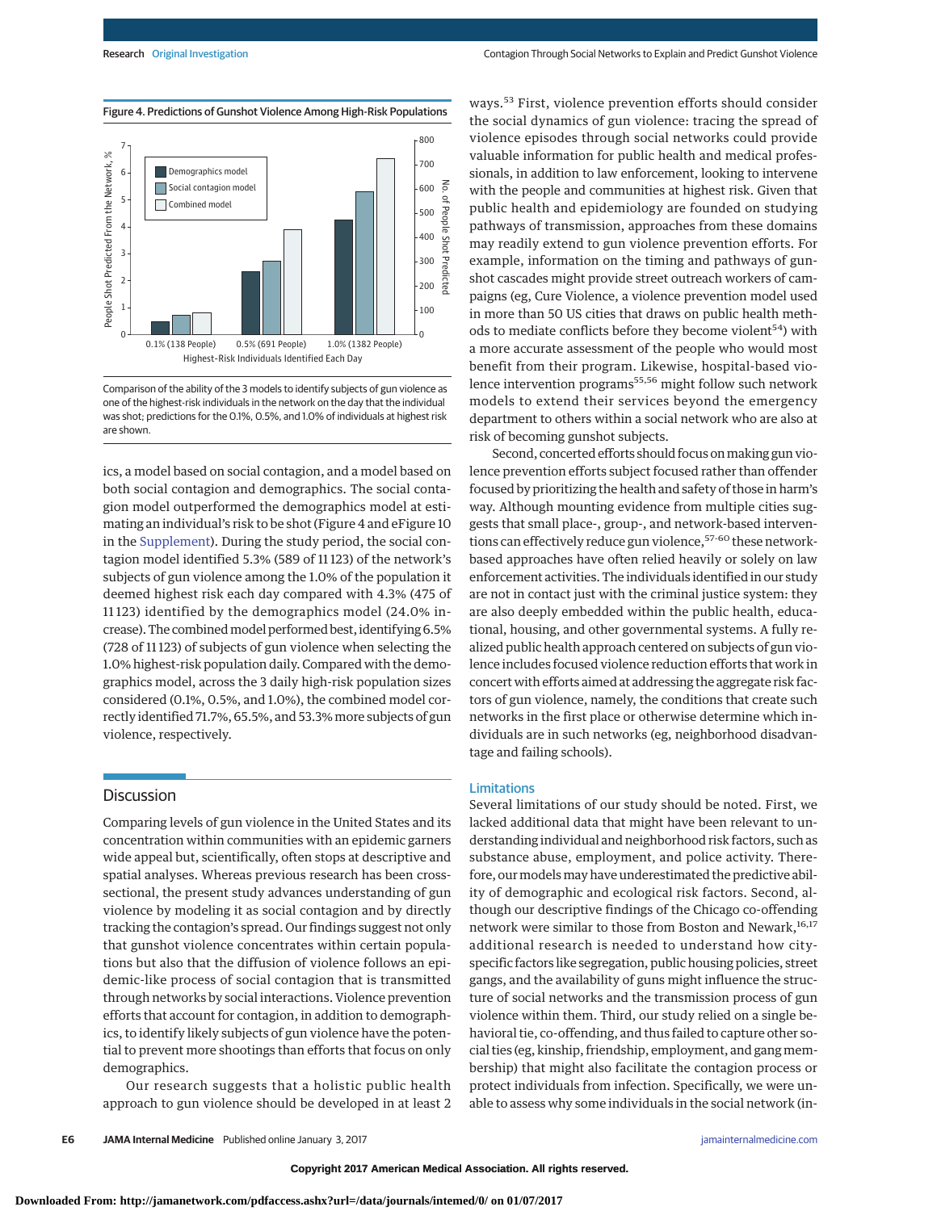Figure 4. Predictions of Gunshot Violence Among High-Risk Populations

Comparison of the ability of the 3 models to identify subjects of gun violence as one of the highest-risk individuals in the network on the day that the individual was shot; predictions for the 0.1%, 0.5%, and 1.0% of individuals at highest risk are shown.

ics, a model based on social contagion, and a model based on both social contagion and demographics. The social contagion model outperformed the demographics model at estimating an individual's risk to be shot (Figure 4 and eFigure 10 in the Supplement). During the study period, the social contagion model identified 5.3% (589 of 11 123) of the network's subjects of gun violence among the 1.0% of the population it deemed highest risk each day compared with 4.3% (475 of 11 123) identified by the demographics model (24.0% increase). The combined model performed best, identifying 6.5% (728 of 11 123) of subjects of gun violence when selecting the 1.0% highest-risk population daily. Compared with the demographics model, across the 3 daily high-risk population sizes considered (0.1%, 0.5%, and 1.0%), the combined model correctly identified 71.7%, 65.5%, and 53.3% more subjects of gun violence, respectively.

## Discussion

Comparing levels of gun violence in the United States and its concentration within communities with an epidemic garners wide appeal but, scientifically, often stops at descriptive and spatial analyses. Whereas previous research has been cross-sectional, the present study advances understanding of gun violence by modeling it as social contagion and by directly tracking the contagion's spread. Our findings suggest not only that gunshot violence concentrates within certain populations but also that the diffusion of violence follows an epidemic-like process of social contagion that is transmitted through networks by social interactions. Violence prevention efforts that account for contagion, in addition to demographics, to identify likely subjects of gun violence have the potential to prevent more shootings than efforts that focus on only demographics.

Our research suggests that a holistic public health approach to gun violence should be developed in at least 2 ways.[53] First, violence prevention efforts should consider the social dynamics of gun violence: tracing the spread of violence episodes through social networks could provide valuable information for public health and medical professionals, in addition to law enforcement, looking to intervene with the people and communities at highest risk. Given that public health and epidemiology are founded on studying pathways of transmission, approaches from these domains may readily extend to gun violence prevention efforts. For example, information on the timing and pathways of gunshot cascades might provide street outreach workers of campaigns (eg, Cure Violence, a violence prevention model used in more than 50 US cities that draws on public health methods to mediate conflicts before they become violent[54]) with a more accurate assessment of the people who would most benefit from their program. Likewise, hospital-based violence intervention programs[55,56] might follow such network models to extend their services beyond the emergency department to others within a social network who are also at risk of becoming gunshot subjects.

Second, concerted efforts should focus on making gun violence prevention efforts subject focused rather than offender focused by prioritizing the health and safety of those in harm's way. Although mounting evidence from multiple cities suggests that small place-, group-, and network-based interventions can effectively reduce gun violence,[57-60] these network-based approaches have often relied heavily or solely on law enforcement activities. The individuals identified in our study are not in contact just with the criminal justice system: they are also deeply embedded within the public health, educational, housing, and other governmental systems. A fully realized public health approach centered on subjects of gun violence includes focused violence reduction efforts that work in concert with efforts aimed at addressing the aggregate risk factors of gun violence, namely, the conditions that create such networks in the first place or otherwise determine which individuals are in such networks (eg, neighborhood disadvantage and failing schools).

### Limitations

Several limitations of our study should be noted. First, we lacked additional data that might have been relevant to understanding individual and neighborhood risk factors, such as substance abuse, employment, and police activity. Therefore, our models may have underestimated the predictive ability of demographic and ecological risk factors. Second, although our descriptive findings of the Chicago co-offending network were similar to those from Boston and Newark,[16,17] additional research is needed to understand how city-specific factors like segregation, public housing policies, street gangs, and the availability of guns might influence the structure of social networks and the transmission process of gun violence within them. Third, our study relied on a single behavioral tie, co-offending, and thus failed to capture other social ties (eg, kinship, friendship, employment, and gang membership) that might also facilitate the contagion process or protect individuals from infection. Specifically, we were unable to assess why some individuals in the social network (in-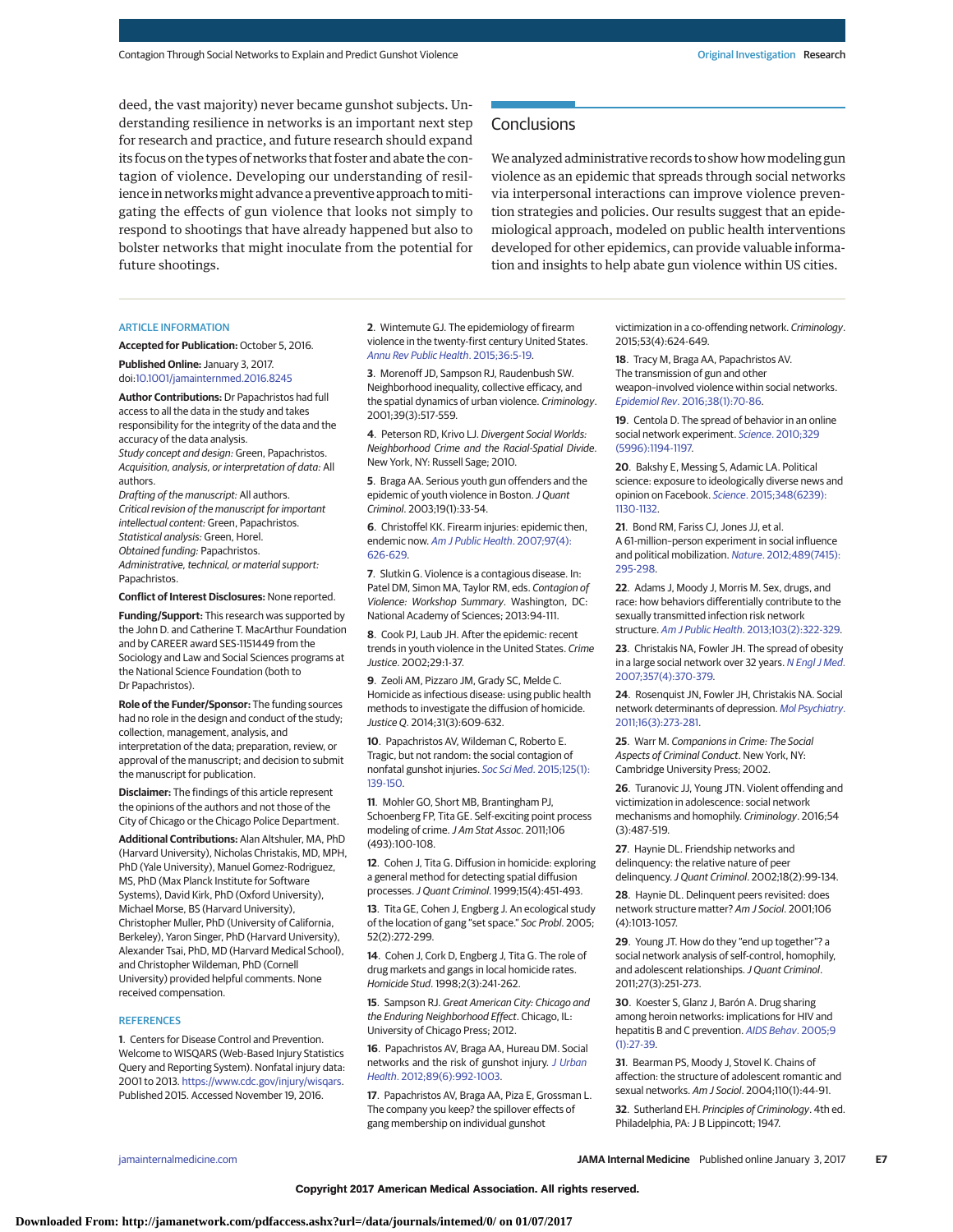deed, the vast majority) never became gunshot subjects. Understanding resilience in networks is an important next step for research and practice, and future research should expand its focus on the types of networks that foster and abate the contagion of violence. Developing our understanding of resilience in networks might advance a preventive approach to mitigating the effects of gun violence that looks not simply to respond to shootings that have already happened but also to bolster networks that might inoculate from the potential for future shootings.

## Conclusions

We analyzed administrative records to show how modeling gun violence as an epidemic that spreads through social networks via interpersonal interactions can improve violence prevention strategies and policies. Our results suggest that an epidemiological approach, modeled on public health interventions developed for other epidemics, can provide valuable information and insights to help abate gun violence within US cities.

### ARTICLE INFORMATION

**Accepted for Publication:** October 5, 2016.

**Published Online:** January 3, 2017. doi:10.1001/jamainternmed.2016.8245

**Author Contributions:** Dr Papachristos had full access to all the data in the study and takes responsibility for the integrity of the data and the accuracy of the data analysis.
*Study concept and design:* Green, Papachristos.
*Acquisition, analysis, or interpretation of data:* All authors.
*Drafting of the manuscript:* All authors.
*Critical revision of the manuscript for important intellectual content:* Green, Papachristos.
*Statistical analysis:* Green, Horel.
*Obtained funding:* Papachristos.
*Administrative, technical, or material support:* Papachristos.

**Conflict of Interest Disclosures:** None reported.

**Funding/Support:** This research was supported by the John D. and Catherine T. MacArthur Foundation and by CAREER award SES-1151449 from the Sociology and Law and Social Sciences programs at the National Science Foundation (both to Dr Papachristos).

**Role of the Funder/Sponsor:** The funding sources had no role in the design and conduct of the study; collection, management, analysis, and interpretation of the data; preparation, review, or approval of the manuscript; and decision to submit the manuscript for publication.

**Disclaimer:** The findings of this article represent the opinions of the authors and not those of the City of Chicago or the Chicago Police Department.

**Additional Contributions:** Alan Altshuler, MA, PhD (Harvard University), Nicholas Christakis, MD, MPH, PhD (Yale University), Manuel Gomez-Rodriguez, MS, PhD (Max Planck Institute for Software Systems), David Kirk, PhD (Oxford University), Michael Morse, BS (Harvard University), Christopher Muller, PhD (University of California, Berkeley), Yaron Singer, PhD (Harvard University), Alexander Tsai, PhD, MD (Harvard Medical School), and Christopher Wildeman, PhD (Cornell University) provided helpful comments. None received compensation.

### REFERENCES

1. Centers for Disease Control and Prevention. Welcome to WISQARS (Web-Based Injury Statistics Query and Reporting System). Nonfatal injury data: 2001 to 2013. https://www.cdc.gov/injury/wisqars. Published 2015. Accessed November 19, 2016.

2. Wintemute GJ. The epidemiology of firearm violence in the twenty-first century United States. *Annu Rev Public Health*. 2015;36:5-19.

3. Morenoff JD, Sampson RJ, Raudenbush SW. Neighborhood inequality, collective efficacy, and the spatial dynamics of urban violence. *Criminology*. 2001;39(3):517-559.

4. Peterson RD, Krivo LJ. *Divergent Social Worlds: Neighborhood Crime and the Racial-Spatial Divide*. New York, NY: Russell Sage; 2010.

5. Braga AA. Serious youth gun offenders and the epidemic of youth violence in Boston. *J Quant Criminol*. 2003;19(1):33-54.

6. Christoffel KK. Firearm injuries: epidemic then, endemic now. *Am J Public Health*. 2007;97(4):626-629.

7. Slutkin G. Violence is a contagious disease. In: Patel DM, Simon MA, Taylor RM, eds. *Contagion of Violence: Workshop Summary*. Washington, DC: National Academy of Sciences; 2013:94-111.

8. Cook PJ, Laub JH. After the epidemic: recent trends in youth violence in the United States. *Crime Justice*. 2002;29:1-37.

9. Zeoli AM, Pizzaro JM, Grady SC, Melde C. Homicide as infectious disease: using public health methods to investigate the diffusion of homicide. *Justice Q*. 2014;31(3):609-632.

10. Papachristos AV, Wildeman C, Roberto E. Tragic, but not random: the social contagion of nonfatal gunshot injuries. *Soc Sci Med*. 2015;125(1):139-150.

11. Mohler GO, Short MB, Brantingham PJ, Schoenberg FP, Tita GE. Self-exciting point process modeling of crime. *J Am Stat Assoc*. 2011;106(493):100-108.

12. Cohen J, Tita G. Diffusion in homicide: exploring a general method for detecting spatial diffusion processes. *J Quant Criminol*. 1999;15(4):451-493.

13. Tita GE, Cohen J, Engberg J. An ecological study of the location of gang "set space." *Soc Probl*. 2005;52(2):272-299.

14. Cohen J, Cork D, Engberg J, Tita G. The role of drug markets and gangs in local homicide rates. *Homicide Stud*. 1998;2(3):241-262.

15. Sampson RJ. *Great American City: Chicago and the Enduring Neighborhood Effect*. Chicago, IL: University of Chicago Press; 2012.

16. Papachristos AV, Braga AA, Hureau DM. Social networks and the risk of gunshot injury. *J Urban Health*. 2012;89(6):992-1003.

17. Papachristos AV, Braga AA, Piza E, Grossman L. The company you keep? the spillover effects of gang membership on individual gunshot victimization in a co-offending network. *Criminology*. 2015;53(4):624-649.

18. Tracy M, Braga AA, Papachristos AV. The transmission of gun and other weapon–involved violence within social networks. *Epidemiol Rev*. 2016;38(1):70-86.

19. Centola D. The spread of behavior in an online social network experiment. *Science*. 2010;329(5996):1194-1197.

20. Bakshy E, Messing S, Adamic LA. Political science: exposure to ideologically diverse news and opinion on Facebook. *Science*. 2015;348(6239):1130-1132.

21. Bond RM, Fariss CJ, Jones JJ, et al. A 61-million–person experiment in social influence and political mobilization. *Nature*. 2012;489(7415):295-298.

22. Adams J, Moody J, Morris M. Sex, drugs, and race: how behaviors differentially contribute to the sexually transmitted infection risk network structure. *Am J Public Health*. 2013;103(2):322-329.

23. Christakis NA, Fowler JH. The spread of obesity in a large social network over 32 years. *N Engl J Med*. 2007;357(4):370-379.

24. Rosenquist JN, Fowler JH, Christakis NA. Social network determinants of depression. *Mol Psychiatry*. 2011;16(3):273-281.

25. Warr M. *Companions in Crime: The Social Aspects of Criminal Conduct*. New York, NY: Cambridge University Press; 2002.

26. Turanovic JJ, Young JTN. Violent offending and victimization in adolescence: social network mechanisms and homophily. *Criminology*. 2016;54(3):487-519.

27. Haynie DL. Friendship networks and delinquency: the relative nature of peer delinquency. *J Quant Criminol*. 2002;18(2):99-134.

28. Haynie DL. Delinquent peers revisited: does network structure matter? *Am J Sociol*. 2001;106(4):1013-1057.

29. Young JT. How do they "end up together"? a social network analysis of self-control, homophily, and adolescent relationships. *J Quant Criminol*. 2011;27(3):251-273.

30. Koester S, Glanz J, Barón A. Drug sharing among heroin networks: implications for HIV and hepatitis B and C prevention. *AIDS Behav*. 2005;9(1):27-39.

31. Bearman PS, Moody J, Stovel K. Chains of affection: the structure of adolescent romantic and sexual networks. *Am J Sociol*. 2004;110(1):44-91.

32. Sutherland EH. *Principles of Criminology*. 4th ed. Philadelphia, PA: J B Lippincott; 1947.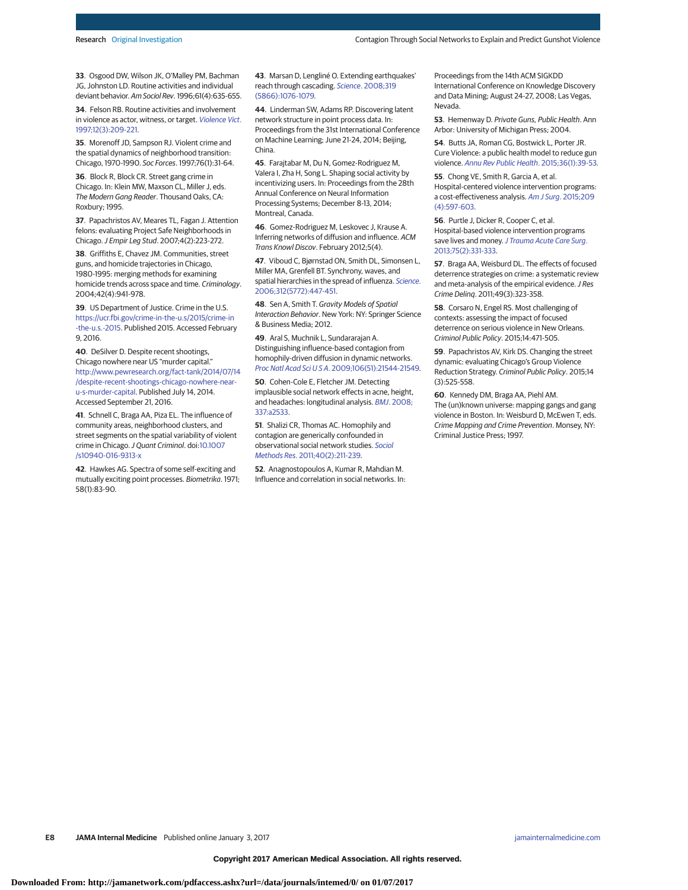33. Osgood DW, Wilson JK, O'Malley PM, Bachman JG, Johnston LD. Routine activities and individual deviant behavior. *Am Sociol Rev*. 1996;61(4):635-655.

34. Felson RB. Routine activities and involvement in violence as actor, witness, or target. *Violence Vict*. 1997;12(3):209-221.

35. Morenoff JD, Sampson RJ. Violent crime and the spatial dynamics of neighborhood transition: Chicago, 1970-1990. *Soc Forces*. 1997;76(1):31-64.

36. Block R, Block CR. Street gang crime in Chicago. In: Klein MW, Maxson CL, Miller J, eds. *The Modern Gang Reader*. Thousand Oaks, CA: Roxbury; 1995.

37. Papachristos AV, Meares TL, Fagan J. Attention felons: evaluating Project Safe Neighborhoods in Chicago. *J Empir Leg Stud*. 2007;4(2):223-272.

38. Griffiths E, Chavez JM. Communities, street guns, and homicide trajectories in Chicago, 1980-1995: merging methods for examining homicide trends across space and time. *Criminology*. 2004;42(4):941-978.

39. US Department of Justice. Crime in the U.S. https://ucr.fbi.gov/crime-in-the-u.s/2015/crime-in-the-u.s.-2015. Published 2015. Accessed February 9, 2016.

40. DeSilver D. Despite recent shootings, Chicago nowhere near US "murder capital." http://www.pewresearch.org/fact-tank/2014/07/14/despite-recent-shootings-chicago-nowhere-near-u-s-murder-capital. Published July 14, 2014. Accessed September 21, 2016.

41. Schnell C, Braga AA, Piza EL. The influence of community areas, neighborhood clusters, and street segments on the spatial variability of violent crime in Chicago. *J Quant Criminol*. doi:10.1007/s10940-016-9313-x

42. Hawkes AG. Spectra of some self-exciting and mutually exciting point processes. *Biometrika*. 1971;58(1):83-90.

43. Marsan D, Lengliné O. Extending earthquakes' reach through cascading. *Science*. 2008;319(5866):1076-1079.

44. Linderman SW, Adams RP. Discovering latent network structure in point process data. In: Proceedings from the 31st International Conference on Machine Learning; June 21-24, 2014; Beijing, China.

45. Farajtabar M, Du N, Gomez-Rodriguez M, Valera I, Zha H, Song L. Shaping social activity by incentivizing users. In: Proceedings from the 28th Annual Conference on Neural Information Processing Systems; December 8-13, 2014; Montreal, Canada.

46. Gomez-Rodriguez M, Leskovec J, Krause A. Inferring networks of diffusion and influence. *ACM Trans Knowl Discov*. February 2012;5(4).

47. Viboud C, Bjørnstad ON, Smith DL, Simonsen L, Miller MA, Grenfell BT. Synchrony, waves, and spatial hierarchies in the spread of influenza. *Science*. 2006;312(5772):447-451.

48. Sen A, Smith T. *Gravity Models of Spatial Interaction Behavior*. New York: NY: Springer Science & Business Media; 2012.

49. Aral S, Muchnik L, Sundararajan A. Distinguishing influence-based contagion from homophily-driven diffusion in dynamic networks. *Proc Natl Acad Sci U S A*. 2009;106(51):21544-21549.

50. Cohen-Cole E, Fletcher JM. Detecting implausible social network effects in acne, height, and headaches: longitudinal analysis. *BMJ*. 2008;337:a2533.

51. Shalizi CR, Thomas AC. Homophily and contagion are generically confounded in observational social network studies. *Sociol Methods Res*. 2011;40(2):211-239.

52. Anagnostopoulos A, Kumar R, Mahdian M. Influence and correlation in social networks. In: Proceedings from the 14th ACM SIGKDD International Conference on Knowledge Discovery and Data Mining; August 24-27, 2008; Las Vegas, Nevada.

53. Hemenway D. *Private Guns, Public Health*. Ann Arbor: University of Michigan Press; 2004.

54. Butts JA, Roman CG, Bostwick L, Porter JR. Cure Violence: a public health model to reduce gun violence. *Annu Rev Public Health*. 2015;36(1):39-53.

55. Chong VE, Smith R, Garcia A, et al. Hospital-centered violence intervention programs: a cost-effectiveness analysis. *Am J Surg*. 2015;209(4):597-603.

56. Purtle J, Dicker R, Cooper C, et al. Hospital-based violence intervention programs save lives and money. *J Trauma Acute Care Surg*. 2013;75(2):331-333.

57. Braga AA, Weisburd DL. The effects of focused deterrence strategies on crime: a systematic review and meta-analysis of the empirical evidence. *J Res Crime Delinq*. 2011;49(3):323-358.

58. Corsaro N, Engel RS. Most challenging of contexts: assessing the impact of focused deterrence on serious violence in New Orleans. *Criminol Public Policy*. 2015;14:471-505.

59. Papachristos AV, Kirk DS. Changing the street dynamic: evaluating Chicago's Group Violence Reduction Strategy. *Criminol Public Policy*. 2015;14(3):525-558.

60. Kennedy DM, Braga AA, Piehl AM. The (un)known universe: mapping gangs and gang violence in Boston. In: Weisburd D, McEwen T, eds. *Crime Mapping and Crime Prevention*. Monsey, NY: Criminal Justice Press; 1997.